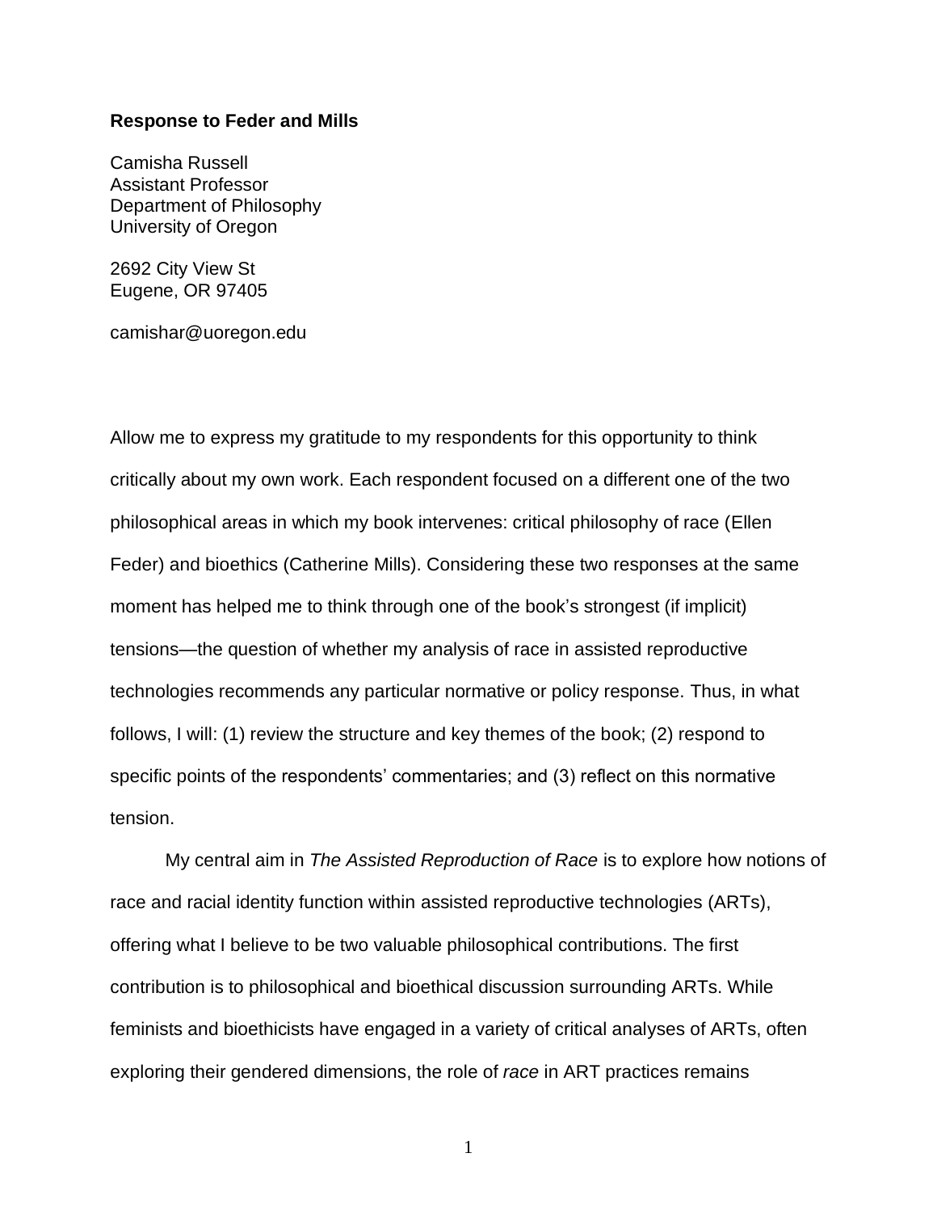**Response to Feder and Mills**

Camisha Russell
Assistant Professor
Department of Philosophy
University of Oregon

2692 City View St
Eugene, OR 97405

camishar@uoregon.edu

Allow me to express my gratitude to my respondents for this opportunity to think critically about my own work. Each respondent focused on a different one of the two philosophical areas in which my book intervenes: critical philosophy of race (Ellen Feder) and bioethics (Catherine Mills). Considering these two responses at the same moment has helped me to think through one of the book's strongest (if implicit) tensions—the question of whether my analysis of race in assisted reproductive technologies recommends any particular normative or policy response. Thus, in what follows, I will: (1) review the structure and key themes of the book; (2) respond to specific points of the respondents' commentaries; and (3) reflect on this normative tension.

My central aim in *The Assisted Reproduction of Race* is to explore how notions of race and racial identity function within assisted reproductive technologies (ARTs), offering what I believe to be two valuable philosophical contributions. The first contribution is to philosophical and bioethical discussion surrounding ARTs. While feminists and bioethicists have engaged in a variety of critical analyses of ARTs, often exploring their gendered dimensions, the role of *race* in ART practices remains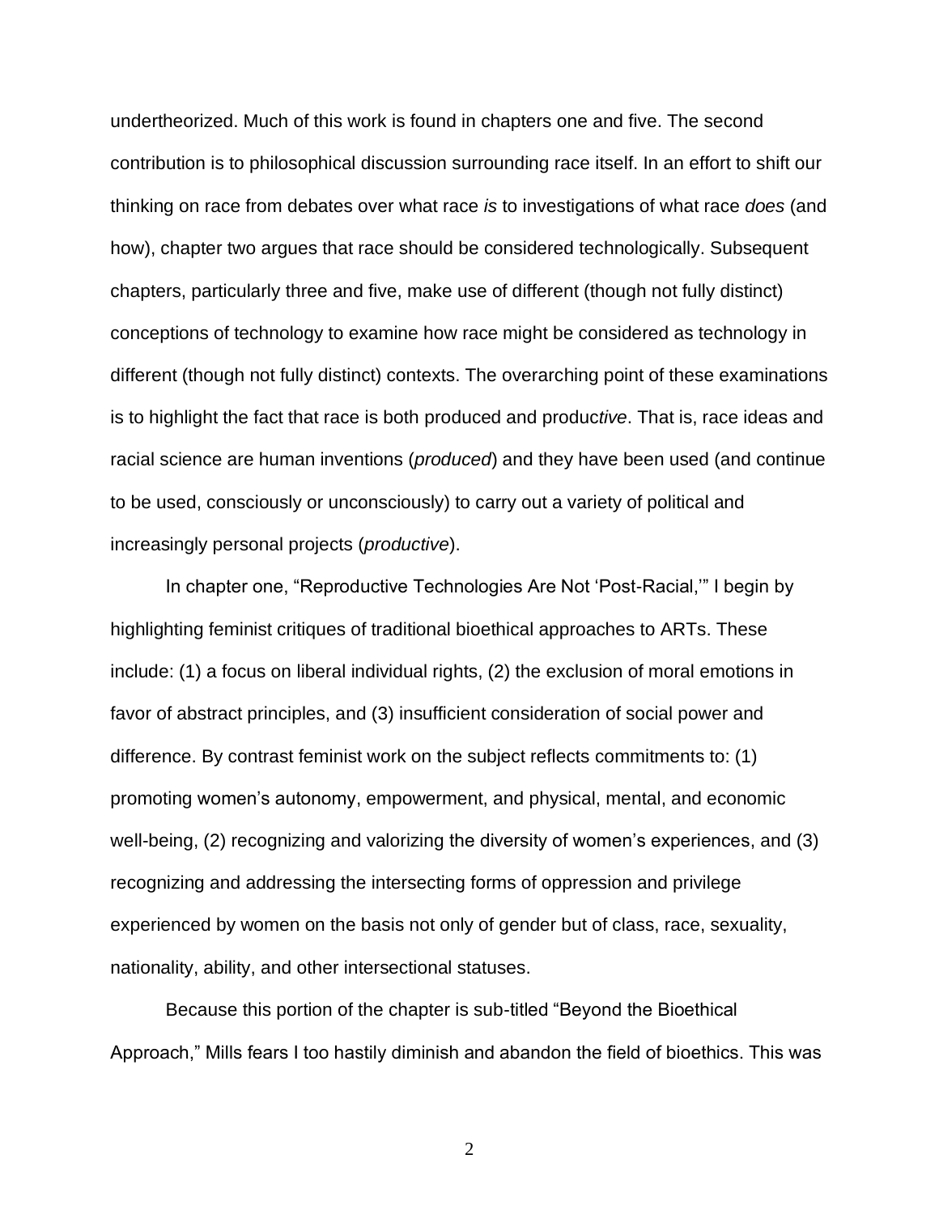undertheorized. Much of this work is found in chapters one and five. The second contribution is to philosophical discussion surrounding race itself. In an effort to shift our thinking on race from debates over what race *is* to investigations of what race *does* (and how), chapter two argues that race should be considered technologically. Subsequent chapters, particularly three and five, make use of different (though not fully distinct) conceptions of technology to examine how race might be considered as technology in different (though not fully distinct) contexts. The overarching point of these examinations is to highlight the fact that race is both produced and produc*tive*. That is, race ideas and racial science are human inventions (*produced*) and they have been used (and continue to be used, consciously or unconsciously) to carry out a variety of political and increasingly personal projects (*productive*).

In chapter one, "Reproductive Technologies Are Not 'Post-Racial,'" I begin by highlighting feminist critiques of traditional bioethical approaches to ARTs. These include: (1) a focus on liberal individual rights, (2) the exclusion of moral emotions in favor of abstract principles, and (3) insufficient consideration of social power and difference. By contrast feminist work on the subject reflects commitments to: (1) promoting women's autonomy, empowerment, and physical, mental, and economic well-being, (2) recognizing and valorizing the diversity of women's experiences, and (3) recognizing and addressing the intersecting forms of oppression and privilege experienced by women on the basis not only of gender but of class, race, sexuality, nationality, ability, and other intersectional statuses.

Because this portion of the chapter is sub-titled "Beyond the Bioethical Approach," Mills fears I too hastily diminish and abandon the field of bioethics. This was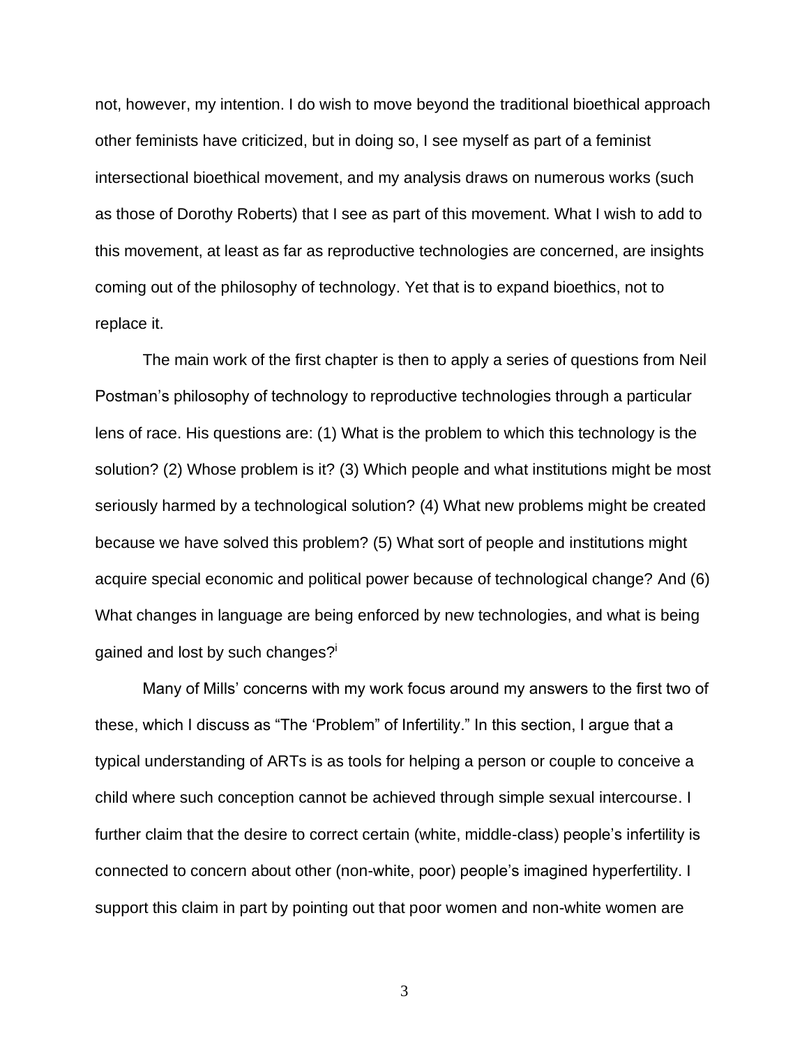not, however, my intention. I do wish to move beyond the traditional bioethical approach other feminists have criticized, but in doing so, I see myself as part of a feminist intersectional bioethical movement, and my analysis draws on numerous works (such as those of Dorothy Roberts) that I see as part of this movement. What I wish to add to this movement, at least as far as reproductive technologies are concerned, are insights coming out of the philosophy of technology. Yet that is to expand bioethics, not to replace it.

The main work of the first chapter is then to apply a series of questions from Neil Postman's philosophy of technology to reproductive technologies through a particular lens of race. His questions are: (1) What is the problem to which this technology is the solution? (2) Whose problem is it? (3) Which people and what institutions might be most seriously harmed by a technological solution? (4) What new problems might be created because we have solved this problem? (5) What sort of people and institutions might acquire special economic and political power because of technological change? And (6) What changes in language are being enforced by new technologies, and what is being gained and lost by such changes?[i]

Many of Mills' concerns with my work focus around my answers to the first two of these, which I discuss as "The 'Problem" of Infertility." In this section, I argue that a typical understanding of ARTs is as tools for helping a person or couple to conceive a child where such conception cannot be achieved through simple sexual intercourse. I further claim that the desire to correct certain (white, middle-class) people's infertility is connected to concern about other (non-white, poor) people's imagined hyperfertility. I support this claim in part by pointing out that poor women and non-white women are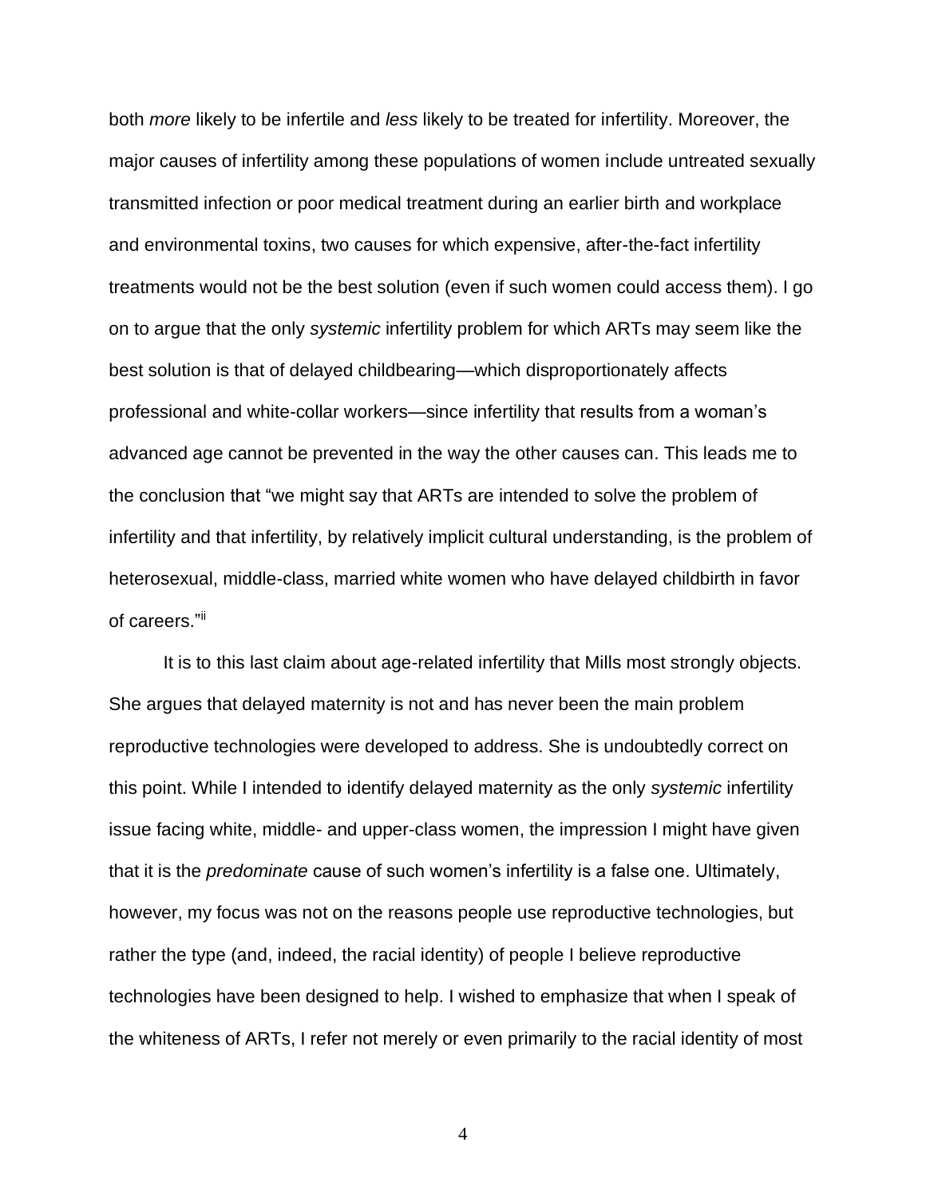both *more* likely to be infertile and *less* likely to be treated for infertility. Moreover, the major causes of infertility among these populations of women include untreated sexually transmitted infection or poor medical treatment during an earlier birth and workplace and environmental toxins, two causes for which expensive, after-the-fact infertility treatments would not be the best solution (even if such women could access them). I go on to argue that the only *systemic* infertility problem for which ARTs may seem like the best solution is that of delayed childbearing—which disproportionately affects professional and white-collar workers—since infertility that results from a woman's advanced age cannot be prevented in the way the other causes can. This leads me to the conclusion that "we might say that ARTs are intended to solve the problem of infertility and that infertility, by relatively implicit cultural understanding, is the problem of heterosexual, middle-class, married white women who have delayed childbirth in favor of careers."[ii]

It is to this last claim about age-related infertility that Mills most strongly objects. She argues that delayed maternity is not and has never been the main problem reproductive technologies were developed to address. She is undoubtedly correct on this point. While I intended to identify delayed maternity as the only *systemic* infertility issue facing white, middle- and upper-class women, the impression I might have given that it is the *predominate* cause of such women's infertility is a false one. Ultimately, however, my focus was not on the reasons people use reproductive technologies, but rather the type (and, indeed, the racial identity) of people I believe reproductive technologies have been designed to help. I wished to emphasize that when I speak of the whiteness of ARTs, I refer not merely or even primarily to the racial identity of most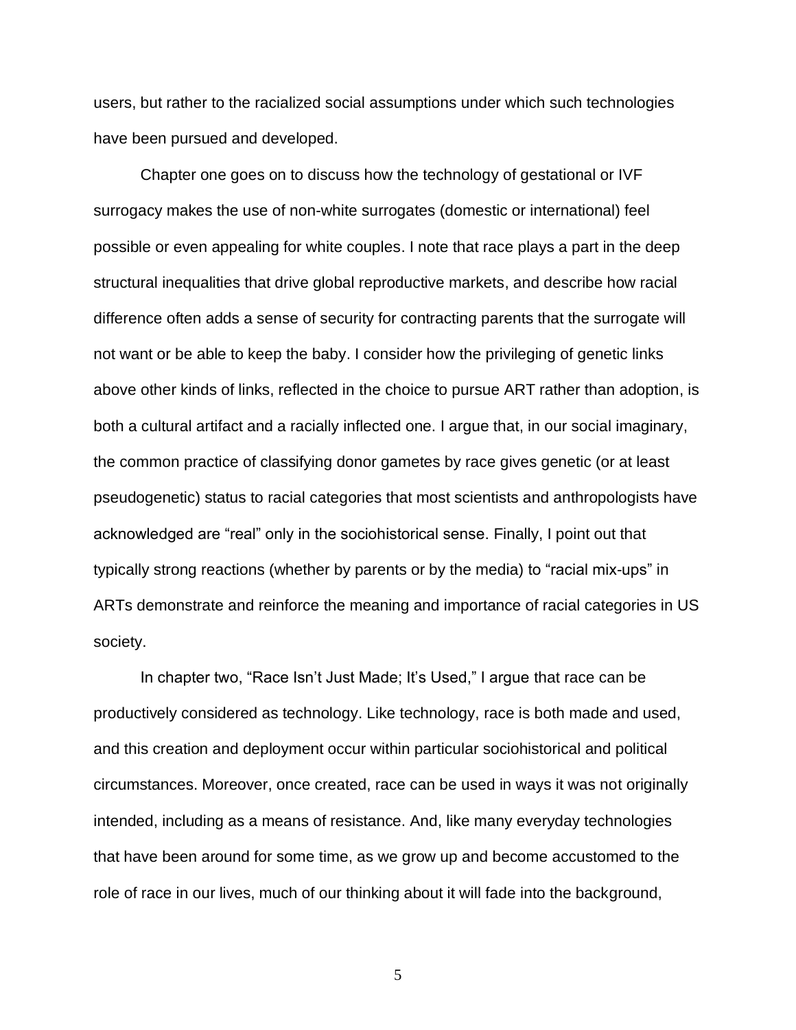users, but rather to the racialized social assumptions under which such technologies have been pursued and developed.

Chapter one goes on to discuss how the technology of gestational or IVF surrogacy makes the use of non-white surrogates (domestic or international) feel possible or even appealing for white couples. I note that race plays a part in the deep structural inequalities that drive global reproductive markets, and describe how racial difference often adds a sense of security for contracting parents that the surrogate will not want or be able to keep the baby. I consider how the privileging of genetic links above other kinds of links, reflected in the choice to pursue ART rather than adoption, is both a cultural artifact and a racially inflected one. I argue that, in our social imaginary, the common practice of classifying donor gametes by race gives genetic (or at least pseudogenetic) status to racial categories that most scientists and anthropologists have acknowledged are "real" only in the sociohistorical sense. Finally, I point out that typically strong reactions (whether by parents or by the media) to "racial mix-ups" in ARTs demonstrate and reinforce the meaning and importance of racial categories in US society.

In chapter two, "Race Isn't Just Made; It's Used," I argue that race can be productively considered as technology. Like technology, race is both made and used, and this creation and deployment occur within particular sociohistorical and political circumstances. Moreover, once created, race can be used in ways it was not originally intended, including as a means of resistance. And, like many everyday technologies that have been around for some time, as we grow up and become accustomed to the role of race in our lives, much of our thinking about it will fade into the background,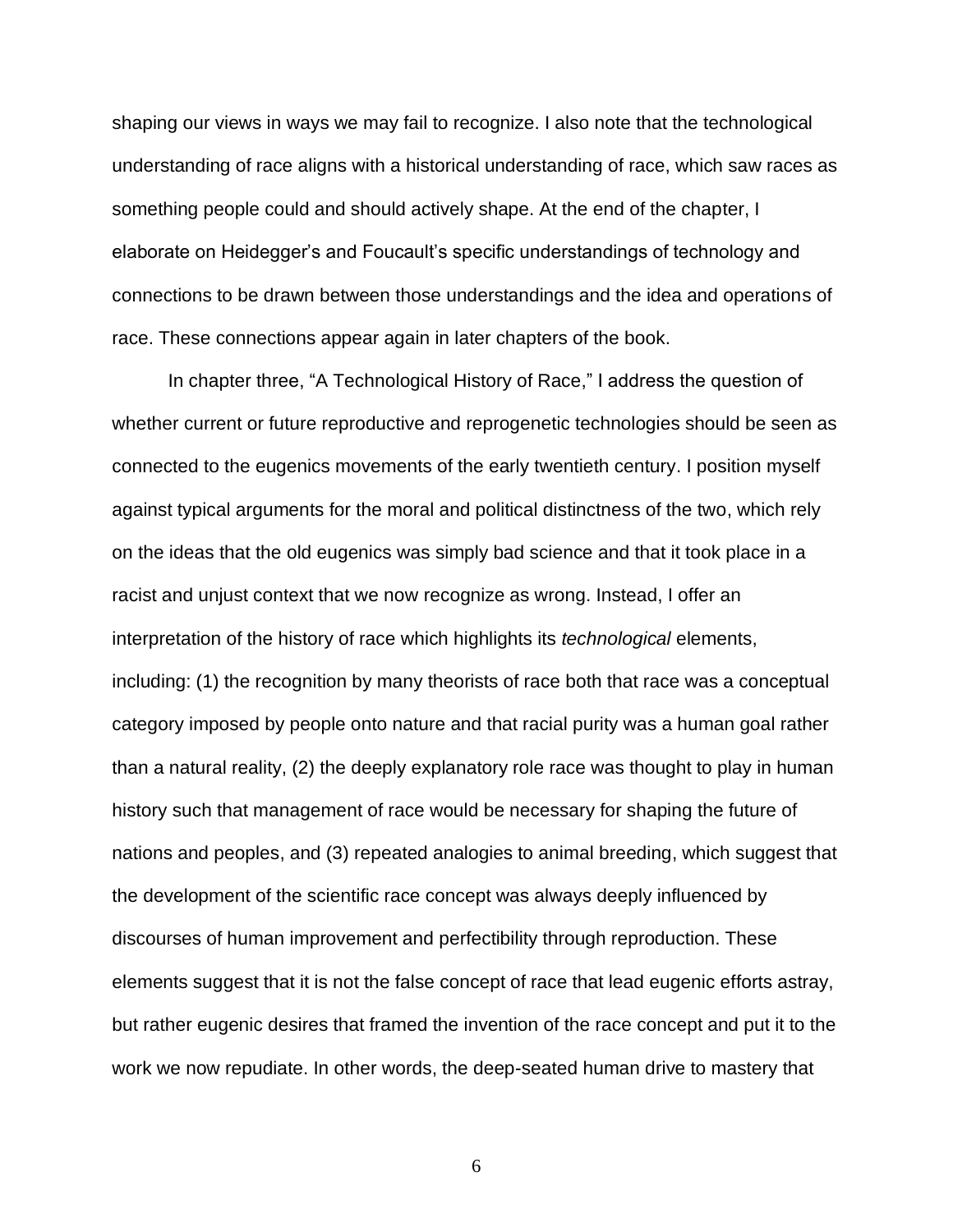shaping our views in ways we may fail to recognize. I also note that the technological understanding of race aligns with a historical understanding of race, which saw races as something people could and should actively shape. At the end of the chapter, I elaborate on Heidegger's and Foucault's specific understandings of technology and connections to be drawn between those understandings and the idea and operations of race. These connections appear again in later chapters of the book.

In chapter three, "A Technological History of Race," I address the question of whether current or future reproductive and reprogenetic technologies should be seen as connected to the eugenics movements of the early twentieth century. I position myself against typical arguments for the moral and political distinctness of the two, which rely on the ideas that the old eugenics was simply bad science and that it took place in a racist and unjust context that we now recognize as wrong. Instead, I offer an interpretation of the history of race which highlights its *technological* elements, including: (1) the recognition by many theorists of race both that race was a conceptual category imposed by people onto nature and that racial purity was a human goal rather than a natural reality, (2) the deeply explanatory role race was thought to play in human history such that management of race would be necessary for shaping the future of nations and peoples, and (3) repeated analogies to animal breeding, which suggest that the development of the scientific race concept was always deeply influenced by discourses of human improvement and perfectibility through reproduction. These elements suggest that it is not the false concept of race that lead eugenic efforts astray, but rather eugenic desires that framed the invention of the race concept and put it to the work we now repudiate. In other words, the deep-seated human drive to mastery that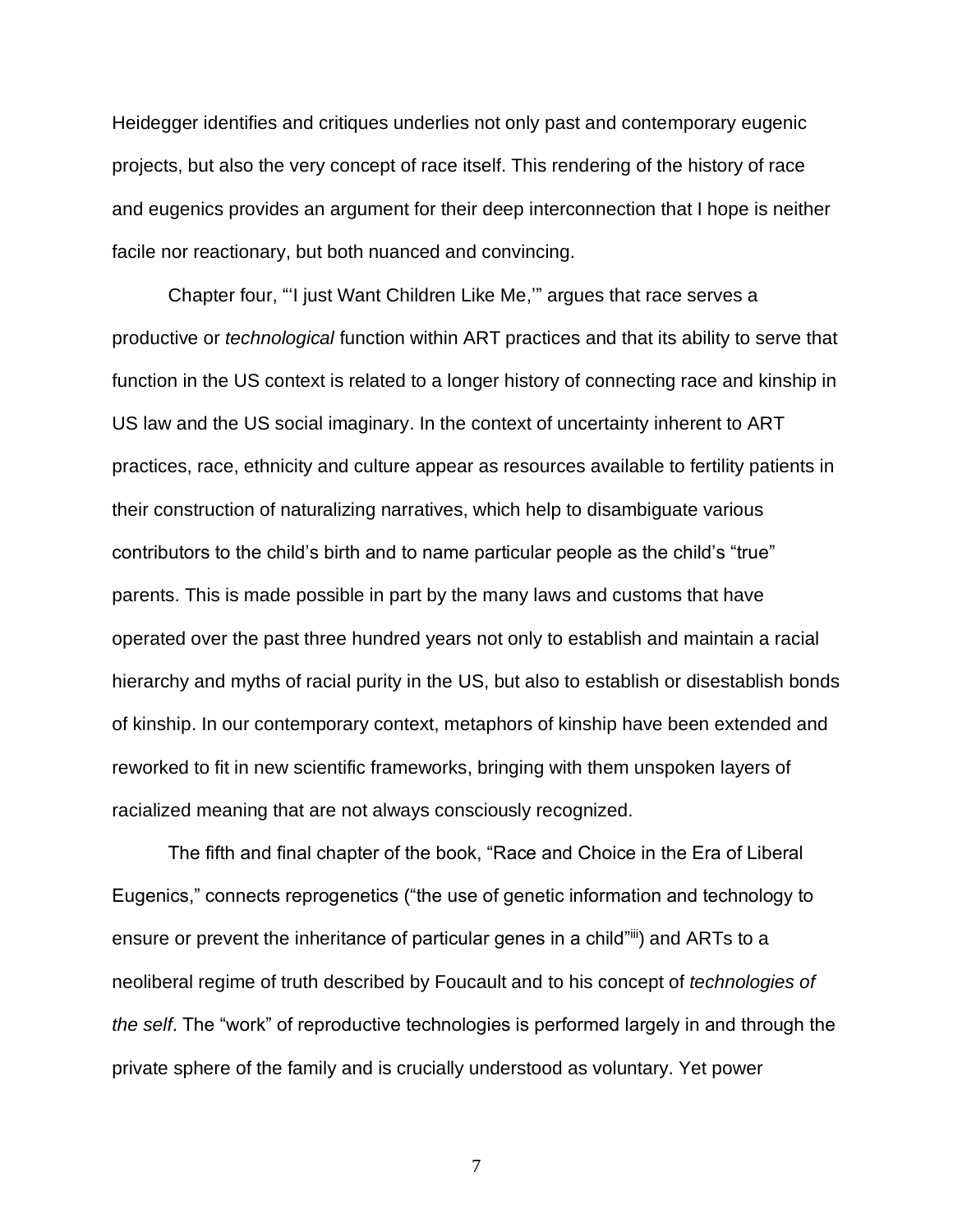Heidegger identifies and critiques underlies not only past and contemporary eugenic projects, but also the very concept of race itself. This rendering of the history of race and eugenics provides an argument for their deep interconnection that I hope is neither facile nor reactionary, but both nuanced and convincing.

Chapter four, "'I just Want Children Like Me,'" argues that race serves a productive or *technological* function within ART practices and that its ability to serve that function in the US context is related to a longer history of connecting race and kinship in US law and the US social imaginary. In the context of uncertainty inherent to ART practices, race, ethnicity and culture appear as resources available to fertility patients in their construction of naturalizing narratives, which help to disambiguate various contributors to the child's birth and to name particular people as the child's "true" parents. This is made possible in part by the many laws and customs that have operated over the past three hundred years not only to establish and maintain a racial hierarchy and myths of racial purity in the US, but also to establish or disestablish bonds of kinship. In our contemporary context, metaphors of kinship have been extended and reworked to fit in new scientific frameworks, bringing with them unspoken layers of racialized meaning that are not always consciously recognized.

The fifth and final chapter of the book, "Race and Choice in the Era of Liberal Eugenics," connects reprogenetics ("the use of genetic information and technology to ensure or prevent the inheritance of particular genes in a child"[iii]) and ARTs to a neoliberal regime of truth described by Foucault and to his concept of *technologies of the self*. The "work" of reproductive technologies is performed largely in and through the private sphere of the family and is crucially understood as voluntary. Yet power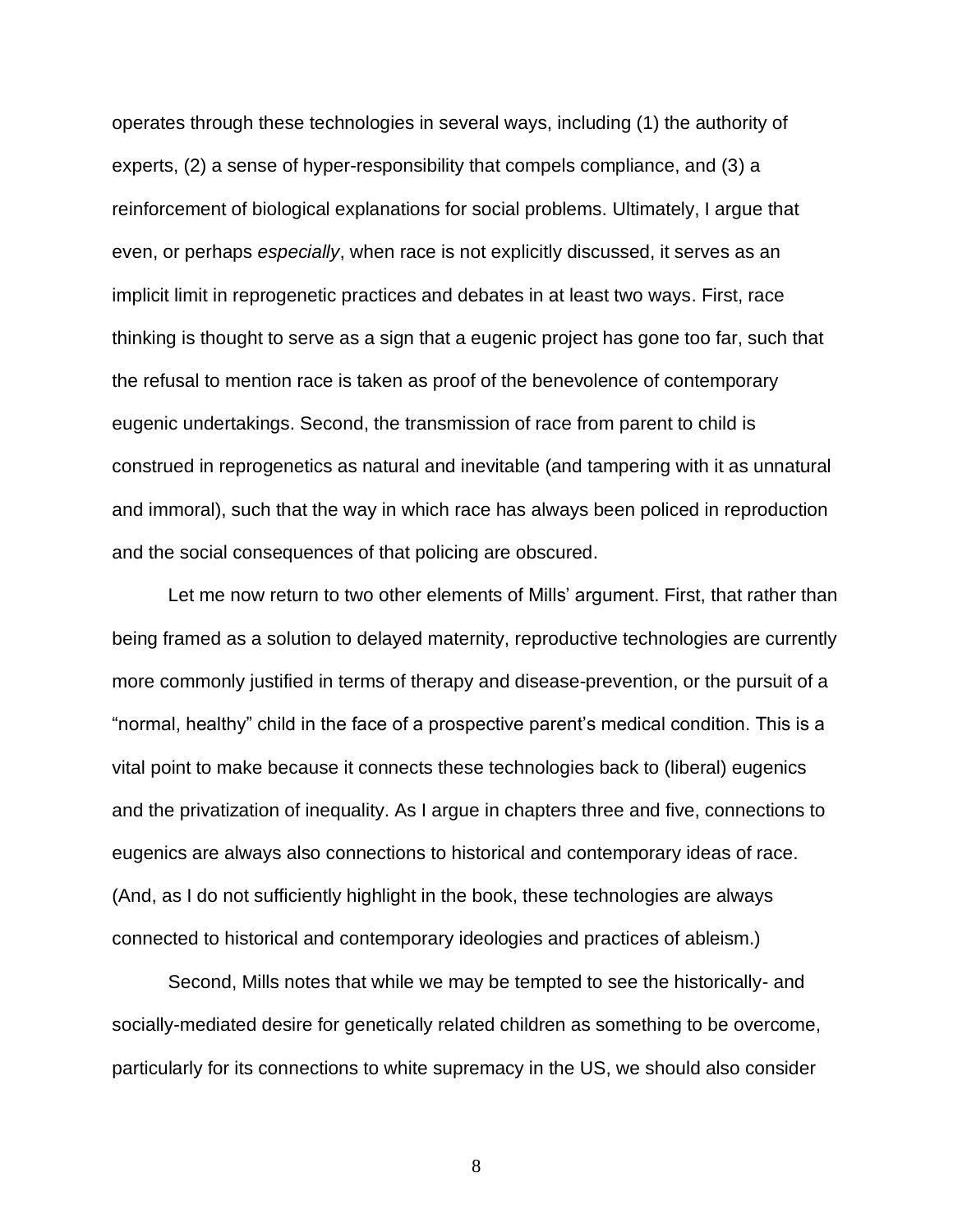operates through these technologies in several ways, including (1) the authority of experts, (2) a sense of hyper-responsibility that compels compliance, and (3) a reinforcement of biological explanations for social problems. Ultimately, I argue that even, or perhaps *especially*, when race is not explicitly discussed, it serves as an implicit limit in reprogenetic practices and debates in at least two ways. First, race thinking is thought to serve as a sign that a eugenic project has gone too far, such that the refusal to mention race is taken as proof of the benevolence of contemporary eugenic undertakings. Second, the transmission of race from parent to child is construed in reprogenetics as natural and inevitable (and tampering with it as unnatural and immoral), such that the way in which race has always been policed in reproduction and the social consequences of that policing are obscured.

Let me now return to two other elements of Mills' argument. First, that rather than being framed as a solution to delayed maternity, reproductive technologies are currently more commonly justified in terms of therapy and disease-prevention, or the pursuit of a "normal, healthy" child in the face of a prospective parent's medical condition. This is a vital point to make because it connects these technologies back to (liberal) eugenics and the privatization of inequality. As I argue in chapters three and five, connections to eugenics are always also connections to historical and contemporary ideas of race. (And, as I do not sufficiently highlight in the book, these technologies are always connected to historical and contemporary ideologies and practices of ableism.)

Second, Mills notes that while we may be tempted to see the historically- and socially-mediated desire for genetically related children as something to be overcome, particularly for its connections to white supremacy in the US, we should also consider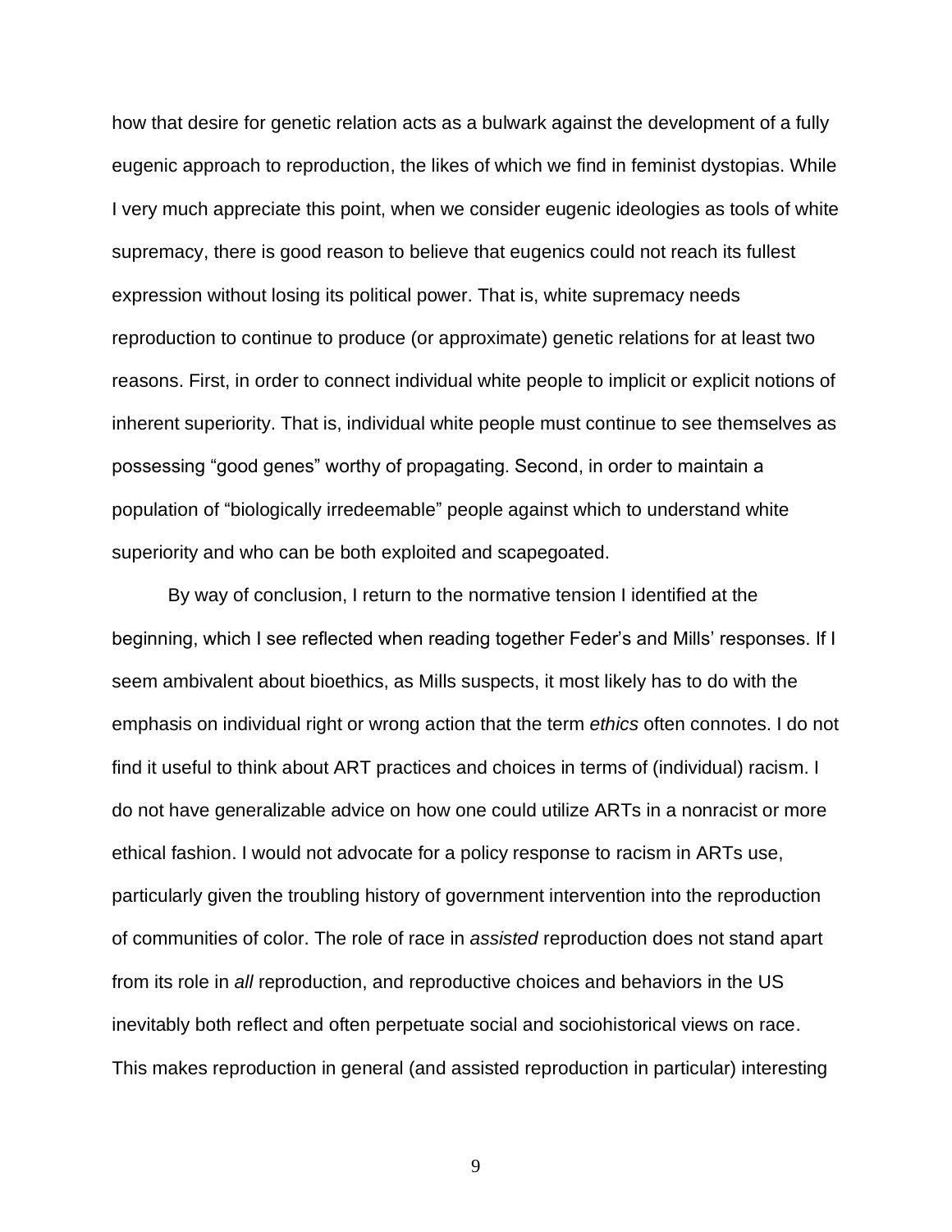how that desire for genetic relation acts as a bulwark against the development of a fully eugenic approach to reproduction, the likes of which we find in feminist dystopias. While I very much appreciate this point, when we consider eugenic ideologies as tools of white supremacy, there is good reason to believe that eugenics could not reach its fullest expression without losing its political power. That is, white supremacy needs reproduction to continue to produce (or approximate) genetic relations for at least two reasons. First, in order to connect individual white people to implicit or explicit notions of inherent superiority. That is, individual white people must continue to see themselves as possessing "good genes" worthy of propagating. Second, in order to maintain a population of "biologically irredeemable" people against which to understand white superiority and who can be both exploited and scapegoated.

By way of conclusion, I return to the normative tension I identified at the beginning, which I see reflected when reading together Feder's and Mills' responses. If I seem ambivalent about bioethics, as Mills suspects, it most likely has to do with the emphasis on individual right or wrong action that the term *ethics* often connotes. I do not find it useful to think about ART practices and choices in terms of (individual) racism. I do not have generalizable advice on how one could utilize ARTs in a nonracist or more ethical fashion. I would not advocate for a policy response to racism in ARTs use, particularly given the troubling history of government intervention into the reproduction of communities of color. The role of race in *assisted* reproduction does not stand apart from its role in *all* reproduction, and reproductive choices and behaviors in the US inevitably both reflect and often perpetuate social and sociohistorical views on race. This makes reproduction in general (and assisted reproduction in particular) interesting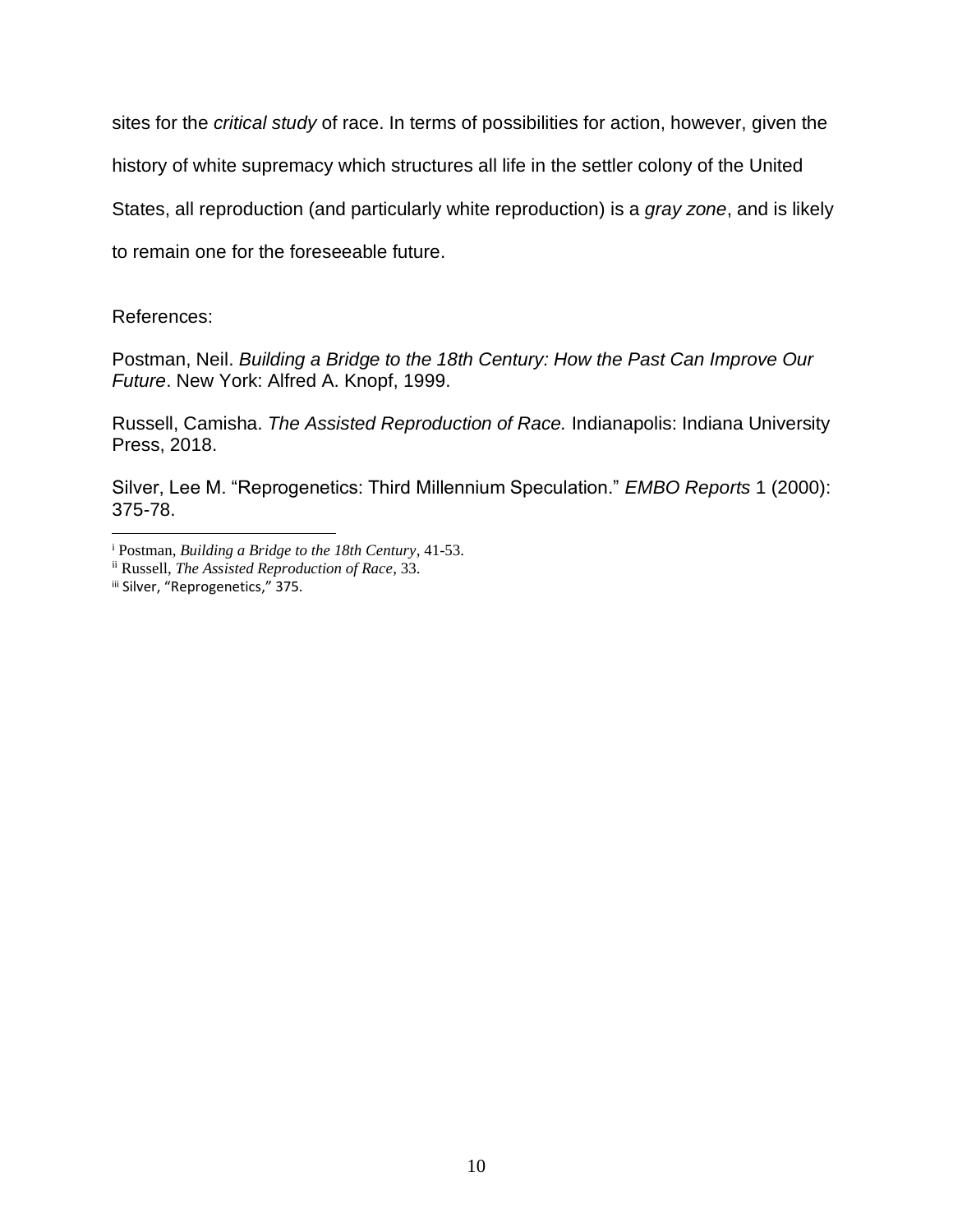sites for the *critical study* of race. In terms of possibilities for action, however, given the history of white supremacy which structures all life in the settler colony of the United States, all reproduction (and particularly white reproduction) is a *gray zone*, and is likely to remain one for the foreseeable future.

References:

Postman, Neil. *Building a Bridge to the 18th Century: How the Past Can Improve Our Future*. New York: Alfred A. Knopf, 1999.

Russell, Camisha. *The Assisted Reproduction of Race.* Indianapolis: Indiana University Press, 2018.

Silver, Lee M. "Reprogenetics: Third Millennium Speculation." *EMBO Reports* 1 (2000): 375-78.

---

[i] Postman, *Building a Bridge to the 18th Century*, 41-53.

[ii] Russell, *The Assisted Reproduction of Race*, 33.

[iii] Silver, "Reprogenetics," 375.